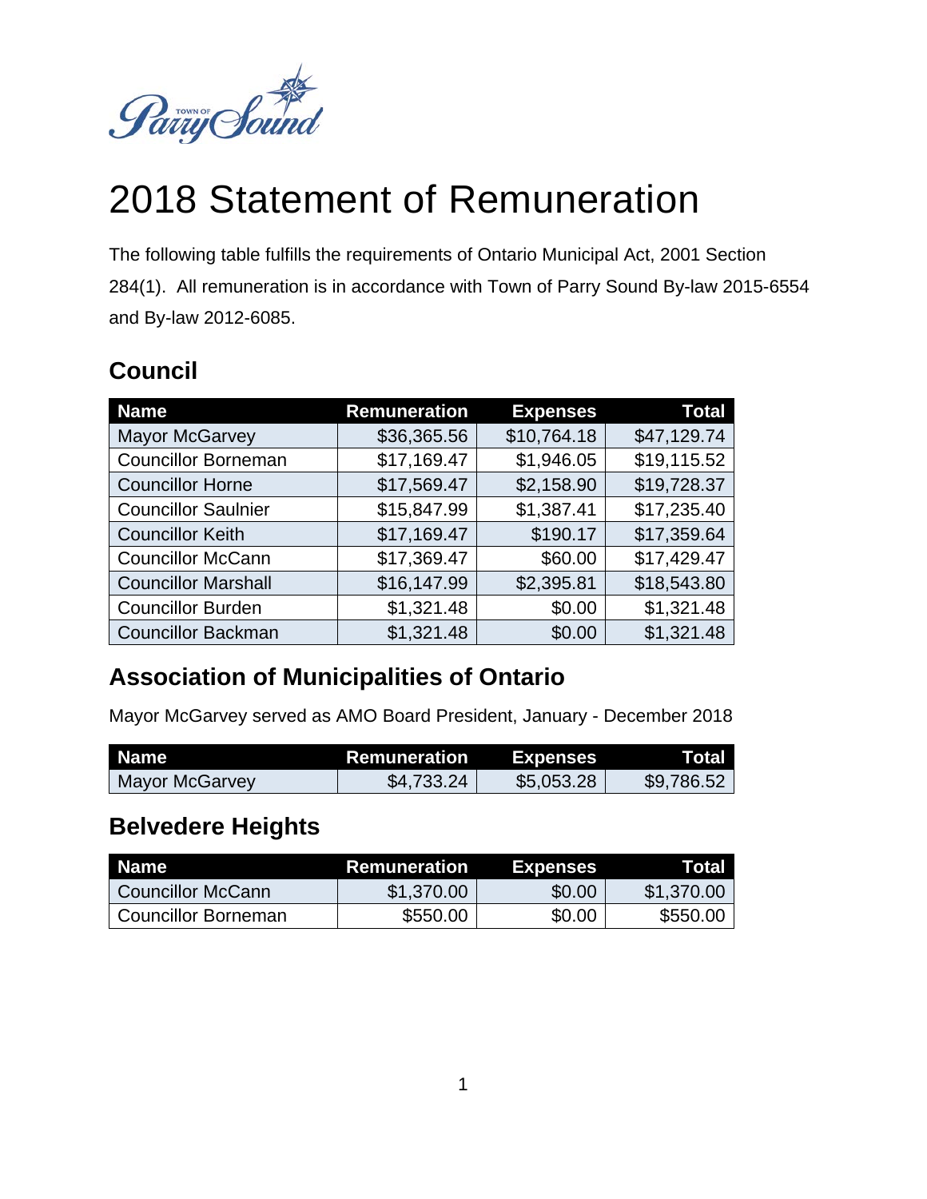# 2018 Statement of Remuneration

The following table fulfills the requirements of Ontario Municipal Act, 2001 Section 284(1). All remuneration is in accordance with Town of Parry Sound By-law 2015-6554 and By-law 2012-6085.

## Council

| Name | Remuneration | Expenses | Total |
|---|---:|---:|---:|
| Mayor McGarvey | $36,365.56 | $10,764.18 | $47,129.74 |
| Councillor Borneman | $17,169.47 | $1,946.05 | $19,115.52 |
| Councillor Horne | $17,569.47 | $2,158.90 | $19,728.37 |
| Councillor Saulnier | $15,847.99 | $1,387.41 | $17,235.40 |
| Councillor Keith | $17,169.47 | $190.17 | $17,359.64 |
| Councillor McCann | $17,369.47 | $60.00 | $17,429.47 |
| Councillor Marshall | $16,147.99 | $2,395.81 | $18,543.80 |
| Councillor Burden | $1,321.48 | $0.00 | $1,321.48 |
| Councillor Backman | $1,321.48 | $0.00 | $1,321.48 |

## Association of Municipalities of Ontario

Mayor McGarvey served as AMO Board President, January - December 2018

| Name | Remuneration | Expenses | Total |
|---|---:|---:|---:|
| Mayor McGarvey | $4,733.24 | $5,053.28 | $9,786.52 |

## Belvedere Heights

| Name | Remuneration | Expenses | Total |
|---|---:|---:|---:|
| Councillor McCann | $1,370.00 | $0.00 | $1,370.00 |
| Councillor Borneman | $550.00 | $0.00 | $550.00 |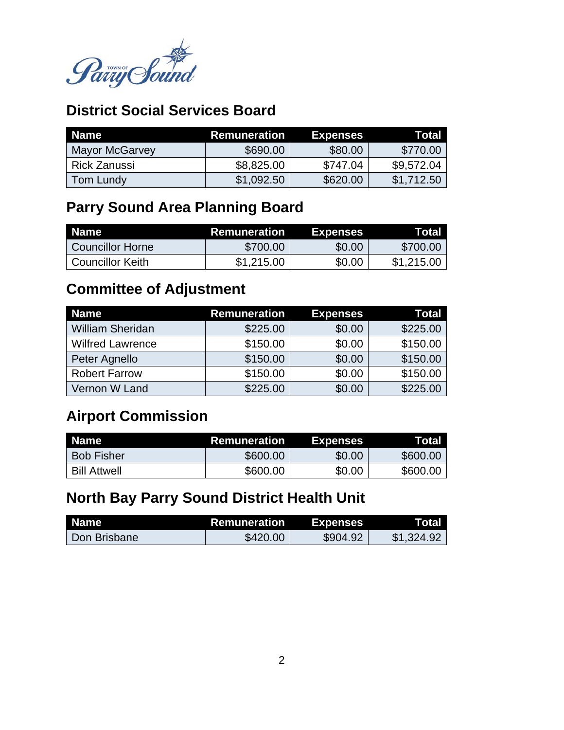## District Social Services Board

| Name | Remuneration | Expenses | Total |
|---|---:|---:|---:|
| Mayor McGarvey | $690.00 | $80.00 | $770.00 |
| Rick Zanussi | $8,825.00 | $747.04 | $9,572.04 |
| Tom Lundy | $1,092.50 | $620.00 | $1,712.50 |

## Parry Sound Area Planning Board

| Name | Remuneration | Expenses | Total |
|---|---:|---:|---:|
| Councillor Horne | $700.00 | $0.00 | $700.00 |
| Councillor Keith | $1,215.00 | $0.00 | $1,215.00 |

## Committee of Adjustment

| Name | Remuneration | Expenses | Total |
|---|---:|---:|---:|
| William Sheridan | $225.00 | $0.00 | $225.00 |
| Wilfred Lawrence | $150.00 | $0.00 | $150.00 |
| Peter Agnello | $150.00 | $0.00 | $150.00 |
| Robert Farrow | $150.00 | $0.00 | $150.00 |
| Vernon W Land | $225.00 | $0.00 | $225.00 |

## Airport Commission

| Name | Remuneration | Expenses | Total |
|---|---:|---:|---:|
| Bob Fisher | $600.00 | $0.00 | $600.00 |
| Bill Attwell | $600.00 | $0.00 | $600.00 |

## North Bay Parry Sound District Health Unit

| Name | Remuneration | Expenses | Total |
|---|---:|---:|---:|
| Don Brisbane | $420.00 | $904.92 | $1,324.92 |